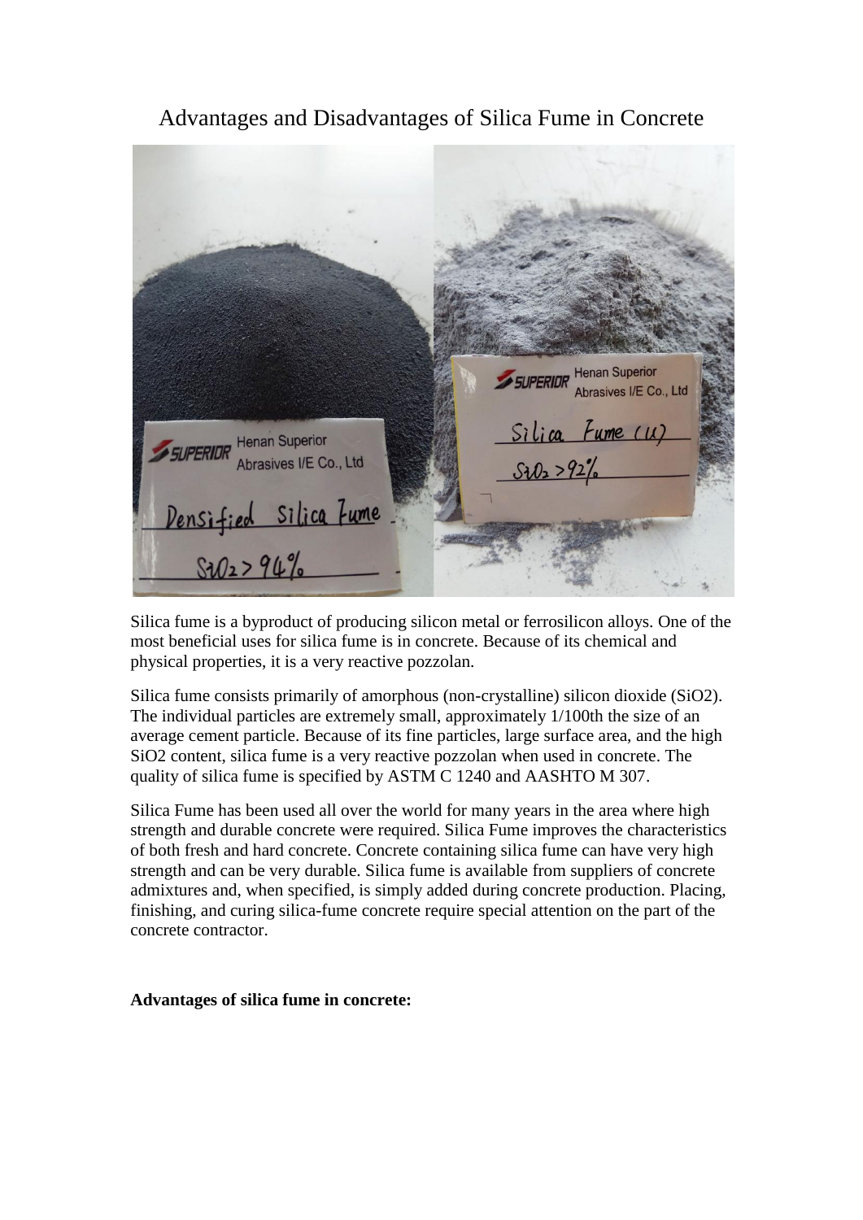# Advantages and Disadvantages of Silica Fume in Concrete

Silica fume is a byproduct of producing silicon metal or ferrosilicon alloys. One of the most beneficial uses for silica fume is in concrete. Because of its chemical and physical properties, it is a very reactive pozzolan.

Silica fume consists primarily of amorphous (non-crystalline) silicon dioxide ($SiO_2$). The individual particles are extremely small, approximately 1/100th the size of an average cement particle. Because of its fine particles, large surface area, and the high $SiO_2$ content, silica fume is a very reactive pozzolan when used in concrete. The quality of silica fume is specified by ASTM C 1240 and AASHTO M 307.

Silica Fume has been used all over the world for many years in the area where high strength and durable concrete were required. Silica Fume improves the characteristics of both fresh and hard concrete. Concrete containing silica fume can have very high strength and can be very durable. Silica fume is available from suppliers of concrete admixtures and, when specified, is simply added during concrete production. Placing, finishing, and curing silica-fume concrete require special attention on the part of the concrete contractor.

**Advantages of silica fume in concrete:**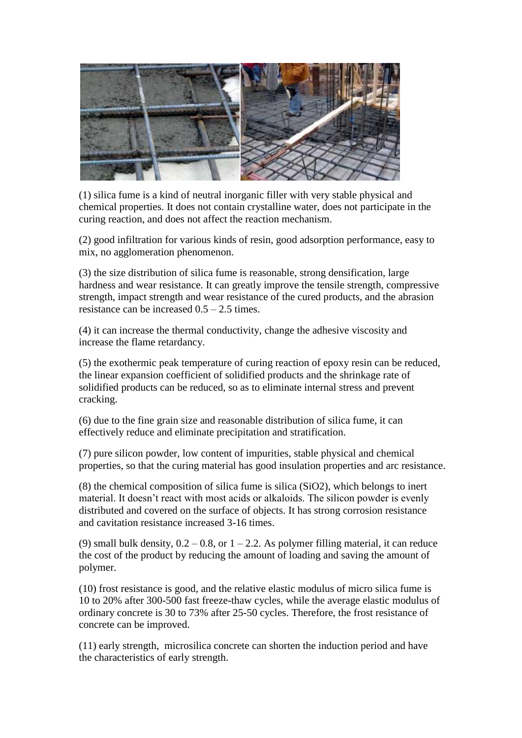(1) silica fume is a kind of neutral inorganic filler with very stable physical and chemical properties. It does not contain crystalline water, does not participate in the curing reaction, and does not affect the reaction mechanism.

(2) good infiltration for various kinds of resin, good adsorption performance, easy to mix, no agglomeration phenomenon.

(3) the size distribution of silica fume is reasonable, strong densification, large hardness and wear resistance. It can greatly improve the tensile strength, compressive strength, impact strength and wear resistance of the cured products, and the abrasion resistance can be increased 0.5 – 2.5 times.

(4) it can increase the thermal conductivity, change the adhesive viscosity and increase the flame retardancy.

(5) the exothermic peak temperature of curing reaction of epoxy resin can be reduced, the linear expansion coefficient of solidified products and the shrinkage rate of solidified products can be reduced, so as to eliminate internal stress and prevent cracking.

(6) due to the fine grain size and reasonable distribution of silica fume, it can effectively reduce and eliminate precipitation and stratification.

(7) pure silicon powder, low content of impurities, stable physical and chemical properties, so that the curing material has good insulation properties and arc resistance.

(8) the chemical composition of silica fume is silica ($SiO_2$), which belongs to inert material. It doesn't react with most acids or alkaloids. The silicon powder is evenly distributed and covered on the surface of objects. It has strong corrosion resistance and cavitation resistance increased 3-16 times.

(9) small bulk density, 0.2 – 0.8, or 1 – 2.2. As polymer filling material, it can reduce the cost of the product by reducing the amount of loading and saving the amount of polymer.

(10) frost resistance is good, and the relative elastic modulus of micro silica fume is 10 to 20% after 300-500 fast freeze-thaw cycles, while the average elastic modulus of ordinary concrete is 30 to 73% after 25-50 cycles. Therefore, the frost resistance of concrete can be improved.

(11) early strength, microsilica concrete can shorten the induction period and have the characteristics of early strength.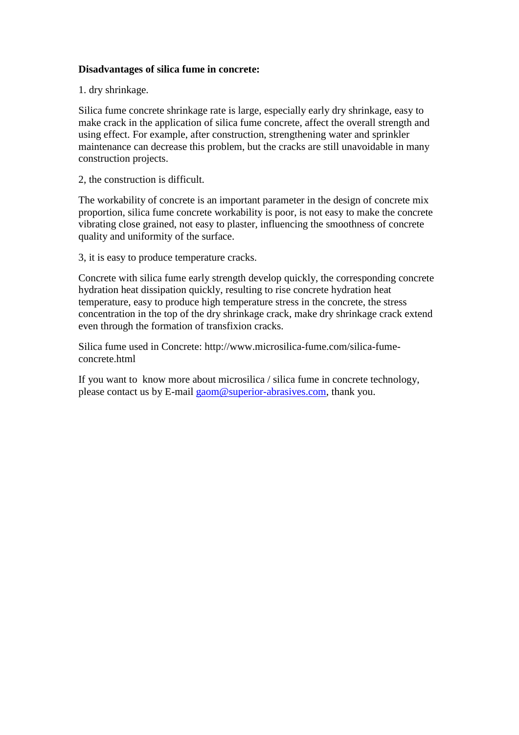**Disadvantages of silica fume in concrete:**

1. dry shrinkage.

Silica fume concrete shrinkage rate is large, especially early dry shrinkage, easy to make crack in the application of silica fume concrete, affect the overall strength and using effect. For example, after construction, strengthening water and sprinkler maintenance can decrease this problem, but the cracks are still unavoidable in many construction projects.

2, the construction is difficult.

The workability of concrete is an important parameter in the design of concrete mix proportion, silica fume concrete workability is poor, is not easy to make the concrete vibrating close grained, not easy to plaster, influencing the smoothness of concrete quality and uniformity of the surface.

3, it is easy to produce temperature cracks.

Concrete with silica fume early strength develop quickly, the corresponding concrete hydration heat dissipation quickly, resulting to rise concrete hydration heat temperature, easy to produce high temperature stress in the concrete, the stress concentration in the top of the dry shrinkage crack, make dry shrinkage crack extend even through the formation of transfixion cracks.

Silica fume used in Concrete: http://www.microsilica-fume.com/silica-fume-concrete.html

If you want to know more about microsilica / silica fume in concrete technology, please contact us by E-mail gaom@superior-abrasives.com, thank you.